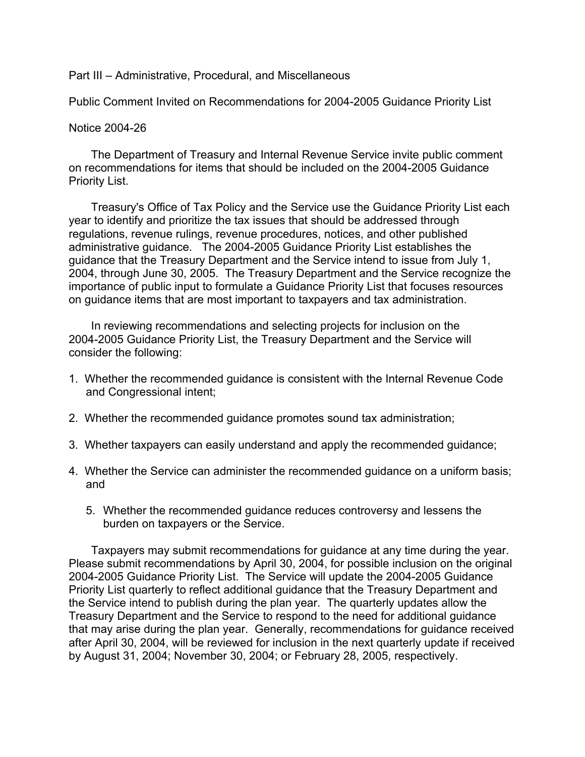Part III – Administrative, Procedural, and Miscellaneous

Public Comment Invited on Recommendations for 2004-2005 Guidance Priority List

Notice 2004-26

The Department of Treasury and Internal Revenue Service invite public comment on recommendations for items that should be included on the 2004-2005 Guidance Priority List.

Treasury's Office of Tax Policy and the Service use the Guidance Priority List each year to identify and prioritize the tax issues that should be addressed through regulations, revenue rulings, revenue procedures, notices, and other published administrative guidance. The 2004-2005 Guidance Priority List establishes the guidance that the Treasury Department and the Service intend to issue from July 1, 2004, through June 30, 2005. The Treasury Department and the Service recognize the importance of public input to formulate a Guidance Priority List that focuses resources on guidance items that are most important to taxpayers and tax administration.

In reviewing recommendations and selecting projects for inclusion on the 2004-2005 Guidance Priority List, the Treasury Department and the Service will consider the following:

1. Whether the recommended guidance is consistent with the Internal Revenue Code and Congressional intent;
2. Whether the recommended guidance promotes sound tax administration;
3. Whether taxpayers can easily understand and apply the recommended guidance;
4. Whether the Service can administer the recommended guidance on a uniform basis; and
5. Whether the recommended guidance reduces controversy and lessens the burden on taxpayers or the Service.

Taxpayers may submit recommendations for guidance at any time during the year. Please submit recommendations by April 30, 2004, for possible inclusion on the original 2004-2005 Guidance Priority List. The Service will update the 2004-2005 Guidance Priority List quarterly to reflect additional guidance that the Treasury Department and the Service intend to publish during the plan year. The quarterly updates allow the Treasury Department and the Service to respond to the need for additional guidance that may arise during the plan year. Generally, recommendations for guidance received after April 30, 2004, will be reviewed for inclusion in the next quarterly update if received by August 31, 2004; November 30, 2004; or February 28, 2005, respectively.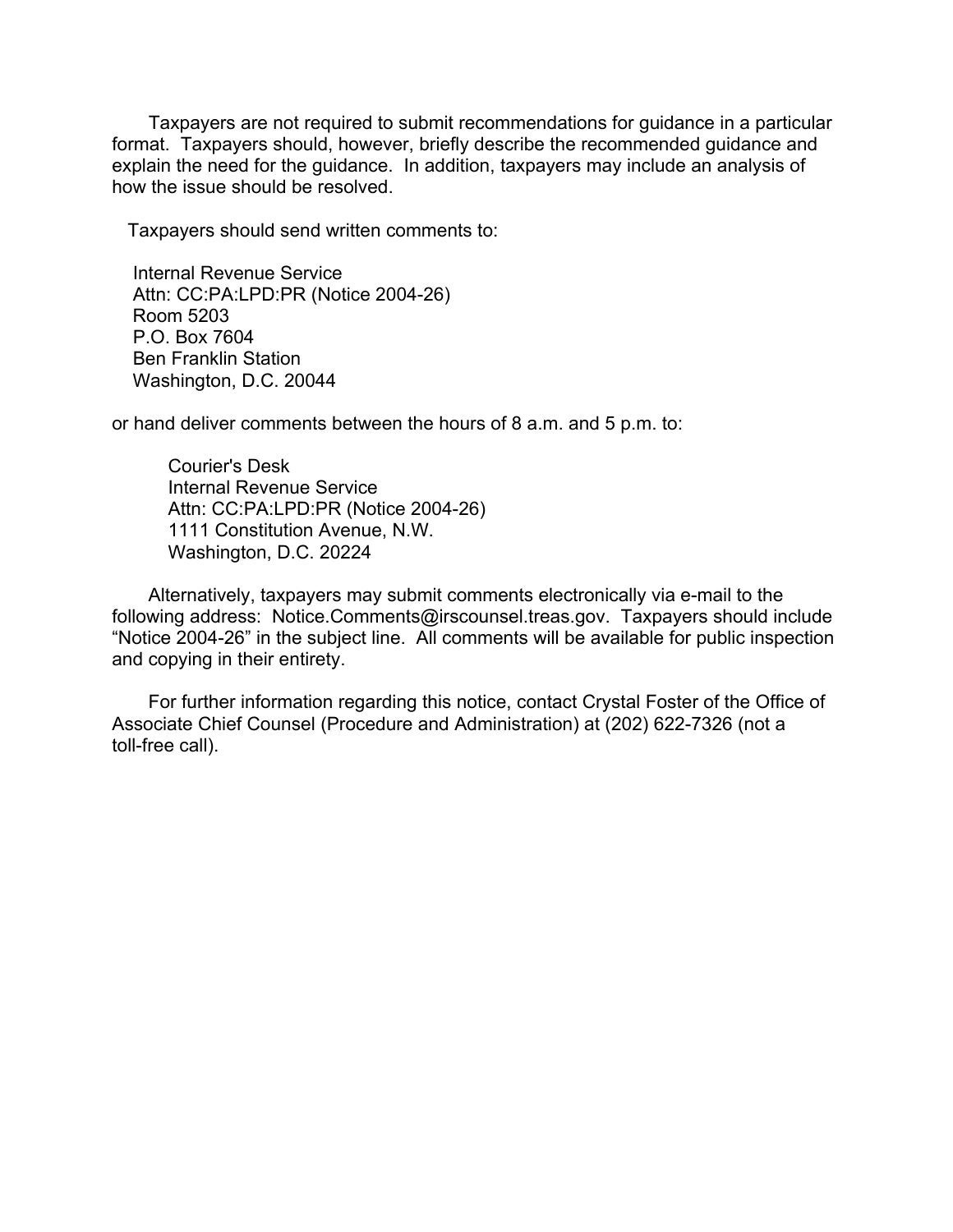Taxpayers are not required to submit recommendations for guidance in a particular format. Taxpayers should, however, briefly describe the recommended guidance and explain the need for the guidance. In addition, taxpayers may include an analysis of how the issue should be resolved.

Taxpayers should send written comments to:

Internal Revenue Service
Attn: CC:PA:LPD:PR (Notice 2004-26)
Room 5203
P.O. Box 7604
Ben Franklin Station
Washington, D.C. 20044

or hand deliver comments between the hours of 8 a.m. and 5 p.m. to:

Courier's Desk
Internal Revenue Service
Attn: CC:PA:LPD:PR (Notice 2004-26)
1111 Constitution Avenue, N.W.
Washington, D.C. 20224

Alternatively, taxpayers may submit comments electronically via e-mail to the following address: Notice.Comments@irscounsel.treas.gov. Taxpayers should include "Notice 2004-26" in the subject line. All comments will be available for public inspection and copying in their entirety.

For further information regarding this notice, contact Crystal Foster of the Office of Associate Chief Counsel (Procedure and Administration) at (202) 622-7326 (not a toll-free call).